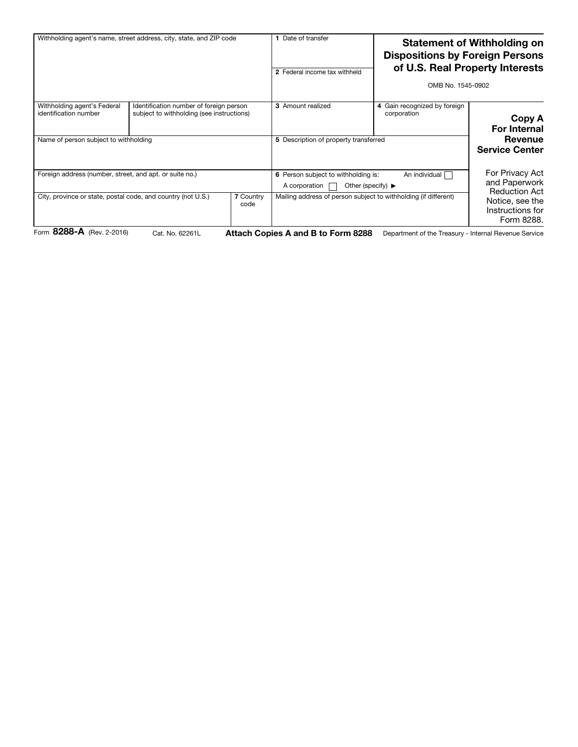# Statement of Withholding on Dispositions by Foreign Persons of U.S. Real Property Interests

OMB No. 1545-0902

**Copy A For Internal Revenue Service Center**

| | | | | |
|---|---|---|---|---|
| Withholding agent's name, street address, city, state, and ZIP code | | | **1** Date of transfer | |
| | | | **2** Federal income tax withheld | |
| Withholding agent's Federal identification number | Identification number of foreign person subject to withholding (see instructions) | | **3** Amount realized | **4** Gain recognized by foreign corporation |
| Name of person subject to withholding | | | **5** Description of property transferred | |
| Foreign address (number, street, and apt. or suite no.) | | | **6** Person subject to withholding is: An individual ☐ A corporation ☐ Other (specify) ▶ | |
| City, province or state, postal code, and country (not U.S.) | | **7** Country code | Mailing address of person subject to withholding (if different) | |

For Privacy Act and Paperwork Reduction Act Notice, see the Instructions for Form 8288.

Form **8288-A** (Rev. 2-2016) Cat. No. 62261L **Attach Copies A and B to Form 8288** Department of the Treasury - Internal Revenue Service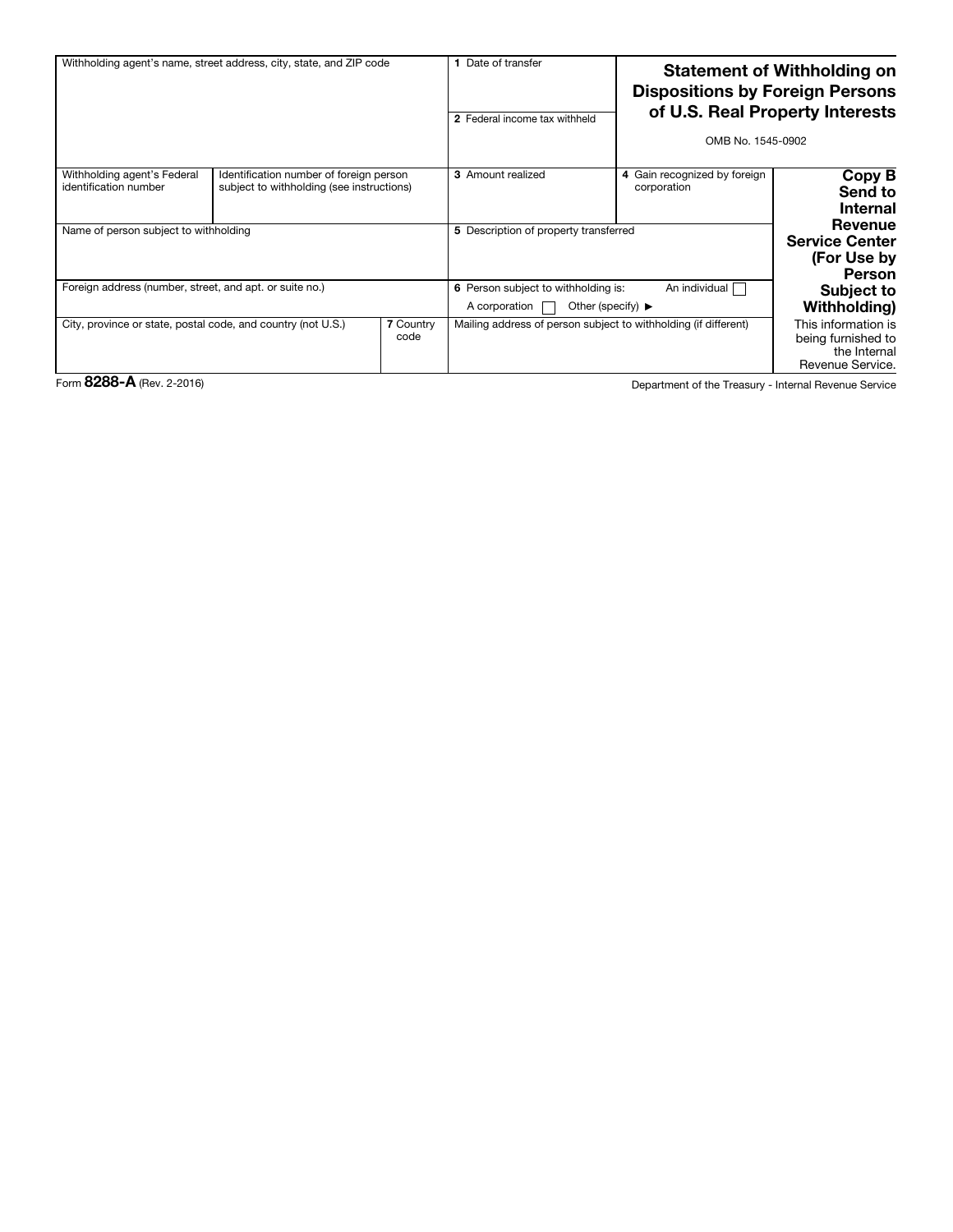# Statement of Withholding on Dispositions by Foreign Persons of U.S. Real Property Interests

OMB No. 1545-0902

| Withholding agent's name, street address, city, state, and ZIP code | | | 1 Date of transfer | | |
|---|---|---|---|---|---|
| | | | 2 Federal income tax withheld | | |
| Withholding agent's Federal identification number | Identification number of foreign person subject to withholding (see instructions) | | 3 Amount realized | 4 Gain recognized by foreign corporation | **Copy B Send to Internal Revenue Service Center (For Use by Person Subject to Withholding)** |
| Name of person subject to withholding | | | 5 Description of property transferred | | |
| Foreign address (number, street, and apt. or suite no.) | | | 6 Person subject to withholding is: An individual ☐ A corporation ☐ Other (specify) ▶ | | |
| City, province or state, postal code, and country (not U.S.) | | 7 Country code | Mailing address of person subject to withholding (if different) | | This information is being furnished to the Internal Revenue Service. |

Form **8288-A** (Rev. 2-2016)

Department of the Treasury - Internal Revenue Service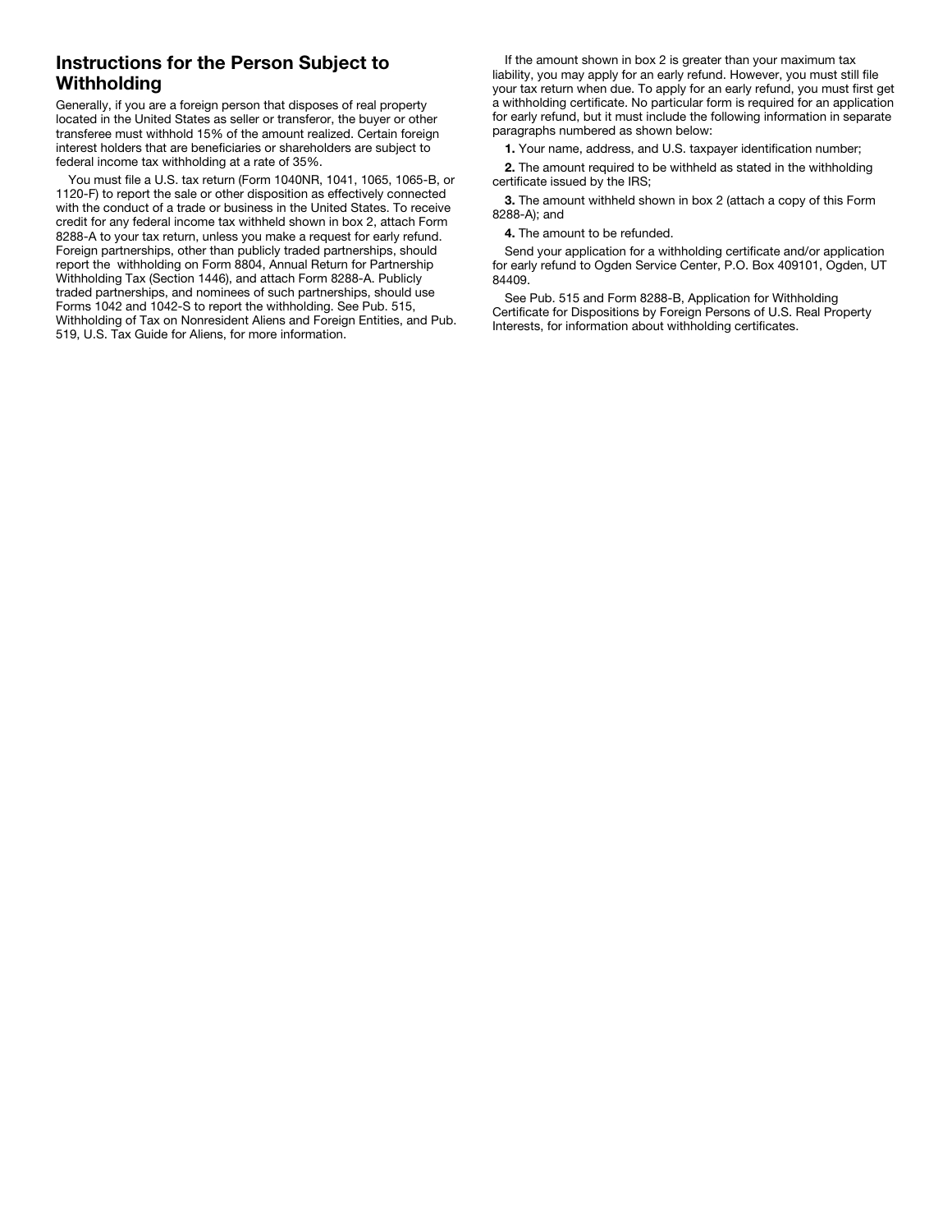## Instructions for the Person Subject to Withholding

Generally, if you are a foreign person that disposes of real property located in the United States as seller or transferor, the buyer or other transferee must withhold 15% of the amount realized. Certain foreign interest holders that are beneficiaries or shareholders are subject to federal income tax withholding at a rate of 35%.

You must file a U.S. tax return (Form 1040NR, 1041, 1065, 1065-B, or 1120-F) to report the sale or other disposition as effectively connected with the conduct of a trade or business in the United States. To receive credit for any federal income tax withheld shown in box 2, attach Form 8288-A to your tax return, unless you make a request for early refund. Foreign partnerships, other than publicly traded partnerships, should report the withholding on Form 8804, Annual Return for Partnership Withholding Tax (Section 1446), and attach Form 8288-A. Publicly traded partnerships, and nominees of such partnerships, should use Forms 1042 and 1042-S to report the withholding. See Pub. 515, Withholding of Tax on Nonresident Aliens and Foreign Entities, and Pub. 519, U.S. Tax Guide for Aliens, for more information.

If the amount shown in box 2 is greater than your maximum tax liability, you may apply for an early refund. However, you must still file your tax return when due. To apply for an early refund, you must first get a withholding certificate. No particular form is required for an application for early refund, but it must include the following information in separate paragraphs numbered as shown below:

**1.** Your name, address, and U.S. taxpayer identification number;

**2.** The amount required to be withheld as stated in the withholding certificate issued by the IRS;

**3.** The amount withheld shown in box 2 (attach a copy of this Form 8288-A); and

**4.** The amount to be refunded.

Send your application for a withholding certificate and/or application for early refund to Ogden Service Center, P.O. Box 409101, Ogden, UT 84409.

See Pub. 515 and Form 8288-B, Application for Withholding Certificate for Dispositions by Foreign Persons of U.S. Real Property Interests, for information about withholding certificates.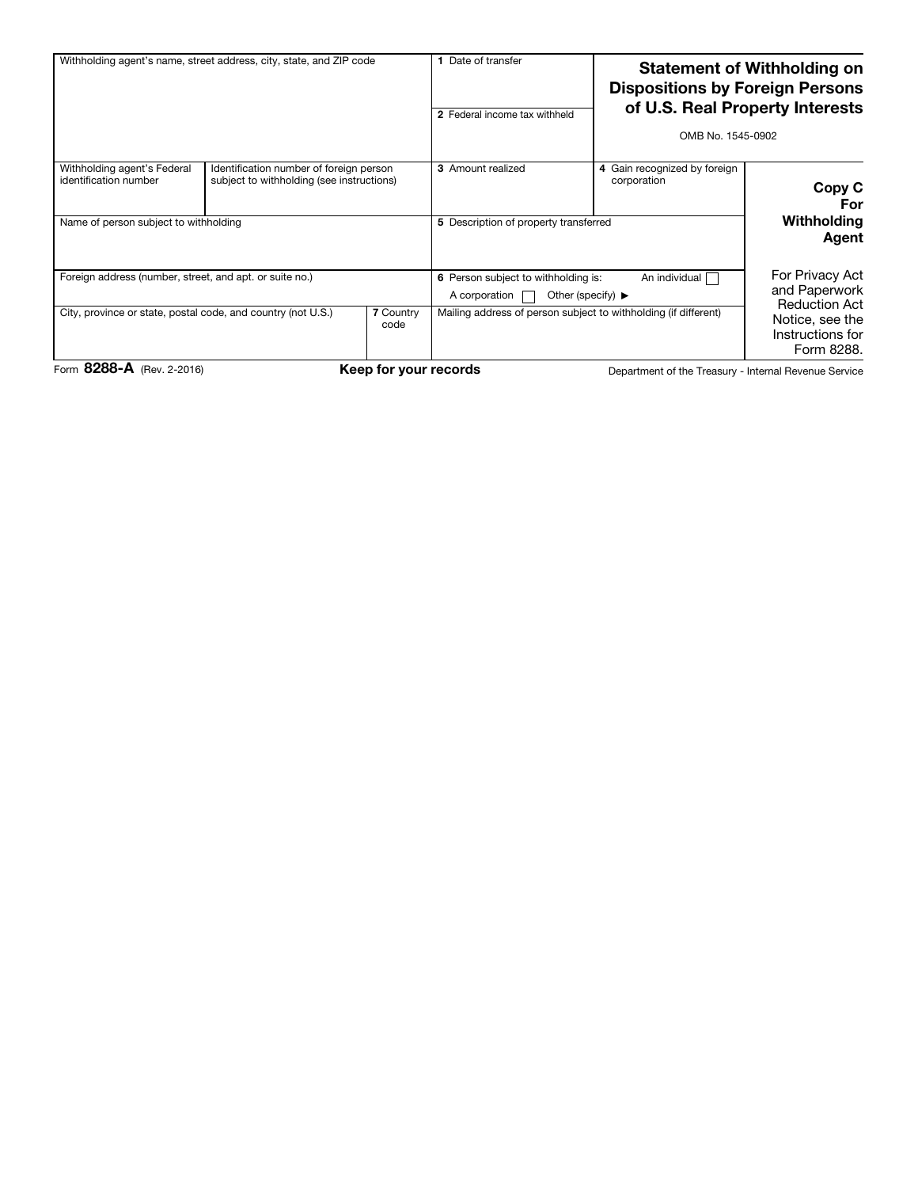# Statement of Withholding on Dispositions by Foreign Persons of U.S. Real Property Interests

OMB No. 1545-0902

| Withholding agent's name, street address, city, state, and ZIP code | | | 1 Date of transfer | | |
|---|---|---|---|---|---|
| | | | 2 Federal income tax withheld | | |
| Withholding agent's Federal identification number | Identification number of foreign person subject to withholding (see instructions) | | 3 Amount realized | 4 Gain recognized by foreign corporation | **Copy C For Withholding Agent** |
| Name of person subject to withholding | | | 5 Description of property transferred | | |
| Foreign address (number, street, and apt. or suite no.) | | | 6 Person subject to withholding is: An individual ☐ A corporation ☐ Other (specify) ▶ | | For Privacy Act and Paperwork Reduction Act Notice, see the Instructions for Form 8288. |
| City, province or state, postal code, and country (not U.S.) | | 7 Country code | Mailing address of person subject to withholding (if different) | | |

Form **8288-A** (Rev. 2-2016) **Keep for your records** Department of the Treasury - Internal Revenue Service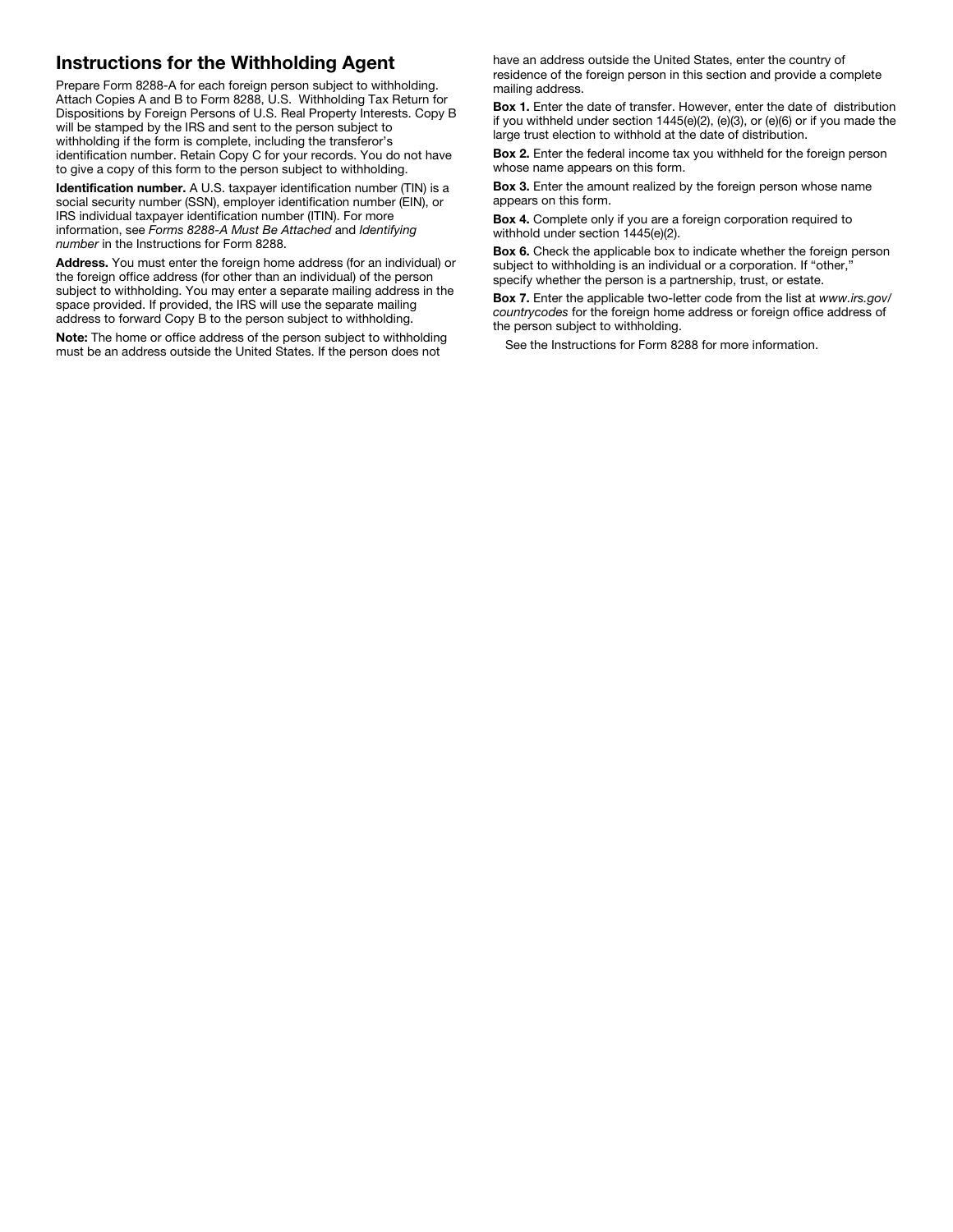## Instructions for the Withholding Agent

Prepare Form 8288-A for each foreign person subject to withholding. Attach Copies A and B to Form 8288, U.S. Withholding Tax Return for Dispositions by Foreign Persons of U.S. Real Property Interests. Copy B will be stamped by the IRS and sent to the person subject to withholding if the form is complete, including the transferor's identification number. Retain Copy C for your records. You do not have to give a copy of this form to the person subject to withholding.

**Identification number.** A U.S. taxpayer identification number (TIN) is a social security number (SSN), employer identification number (EIN), or IRS individual taxpayer identification number (ITIN). For more information, see *Forms 8288-A Must Be Attached* and *Identifying number* in the Instructions for Form 8288.

**Address.** You must enter the foreign home address (for an individual) or the foreign office address (for other than an individual) of the person subject to withholding. You may enter a separate mailing address in the space provided. If provided, the IRS will use the separate mailing address to forward Copy B to the person subject to withholding.

**Note:** The home or office address of the person subject to withholding must be an address outside the United States. If the person does not have an address outside the United States, enter the country of residence of the foreign person in this section and provide a complete mailing address.

**Box 1.** Enter the date of transfer. However, enter the date of distribution if you withheld under section 1445(e)(2), (e)(3), or (e)(6) or if you made the large trust election to withhold at the date of distribution.

**Box 2.** Enter the federal income tax you withheld for the foreign person whose name appears on this form.

**Box 3.** Enter the amount realized by the foreign person whose name appears on this form.

**Box 4.** Complete only if you are a foreign corporation required to withhold under section 1445(e)(2).

**Box 6.** Check the applicable box to indicate whether the foreign person subject to withholding is an individual or a corporation. If "other," specify whether the person is a partnership, trust, or estate.

**Box 7.** Enter the applicable two-letter code from the list at *www.irs.gov/countrycodes* for the foreign home address or foreign office address of the person subject to withholding.

See the Instructions for Form 8288 for more information.